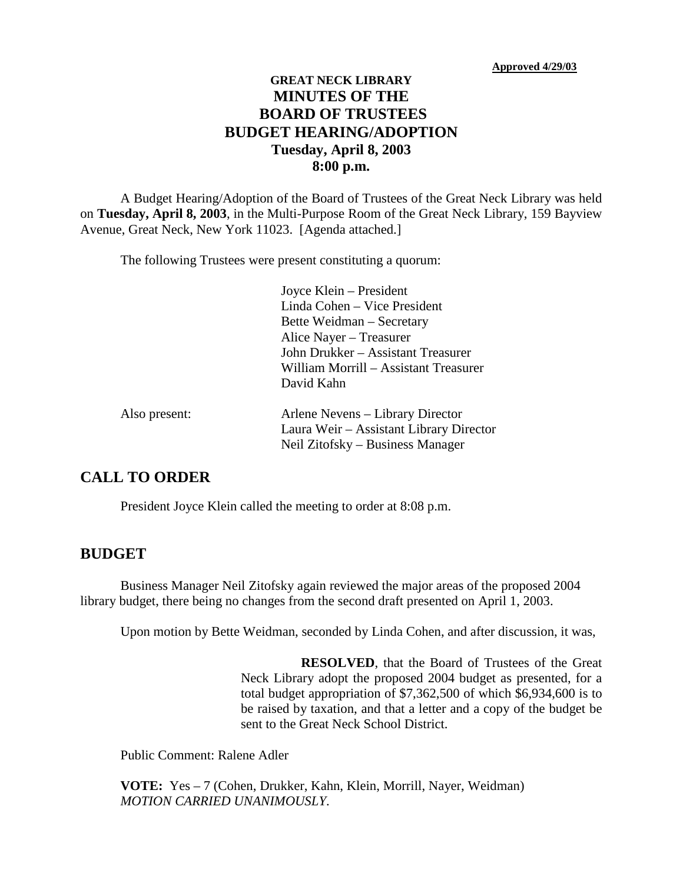**Approved 4/29/03**

# GREAT NECK LIBRARY
# MINUTES OF THE BOARD OF TRUSTEES BUDGET HEARING/ADOPTION
## Tuesday, April 8, 2003
## 8:00 p.m.

A Budget Hearing/Adoption of the Board of Trustees of the Great Neck Library was held on **Tuesday, April 8, 2003**, in the Multi-Purpose Room of the Great Neck Library, 159 Bayview Avenue, Great Neck, New York 11023. [Agenda attached.]

The following Trustees were present constituting a quorum:

Joyce Klein – President
Linda Cohen – Vice President
Bette Weidman – Secretary
Alice Nayer – Treasurer
John Drukker – Assistant Treasurer
William Morrill – Assistant Treasurer
David Kahn

Also present:

Arlene Nevens – Library Director
Laura Weir – Assistant Library Director
Neil Zitofsky – Business Manager

## CALL TO ORDER

President Joyce Klein called the meeting to order at 8:08 p.m.

## BUDGET

Business Manager Neil Zitofsky again reviewed the major areas of the proposed 2004 library budget, there being no changes from the second draft presented on April 1, 2003.

Upon motion by Bette Weidman, seconded by Linda Cohen, and after discussion, it was,

> **RESOLVED**, that the Board of Trustees of the Great Neck Library adopt the proposed 2004 budget as presented, for a total budget appropriation of $7,362,500 of which $6,934,600 is to be raised by taxation, and that a letter and a copy of the budget be sent to the Great Neck School District.

Public Comment: Ralene Adler

**VOTE:** Yes – 7 (Cohen, Drukker, Kahn, Klein, Morrill, Nayer, Weidman)
*MOTION CARRIED UNANIMOUSLY.*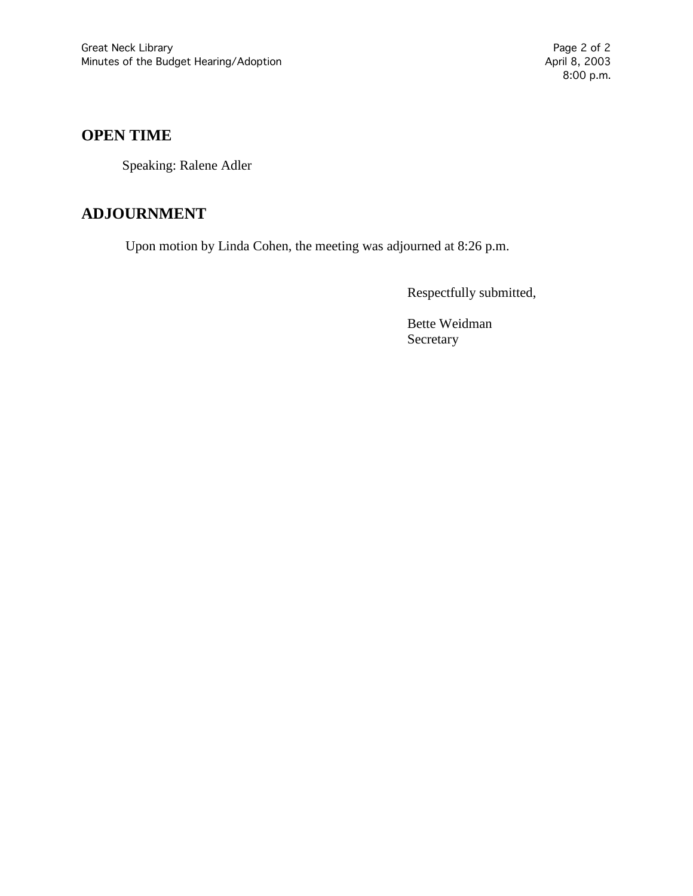## OPEN TIME

Speaking: Ralene Adler

## ADJOURNMENT

Upon motion by Linda Cohen, the meeting was adjourned at 8:26 p.m.

Respectfully submitted,

Bette Weidman
Secretary